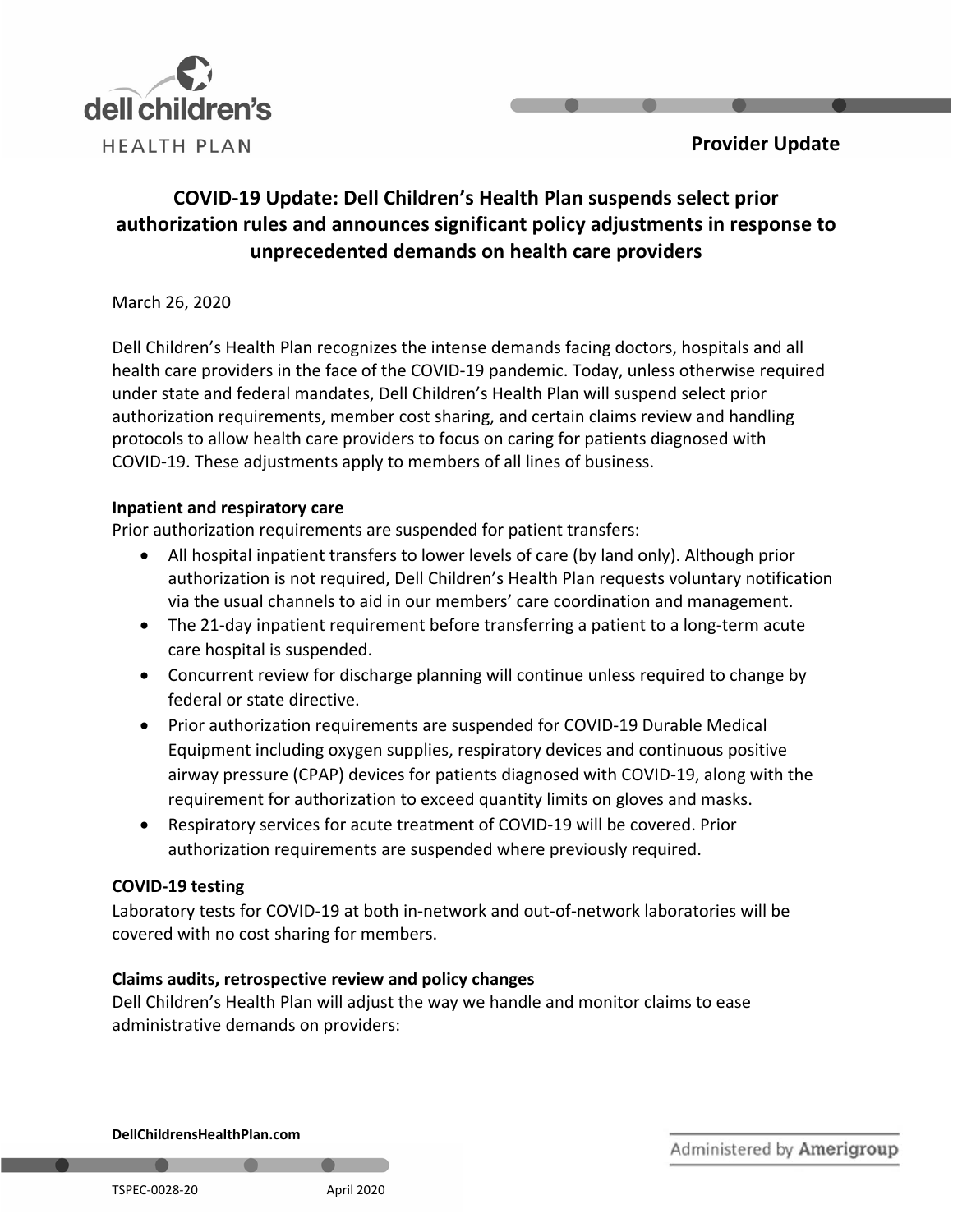**Provider Update**

## COVID-19 Update: Dell Children's Health Plan suspends select prior authorization rules and announces significant policy adjustments in response to unprecedented demands on health care providers

March 26, 2020

Dell Children's Health Plan recognizes the intense demands facing doctors, hospitals and all health care providers in the face of the COVID-19 pandemic. Today, unless otherwise required under state and federal mandates, Dell Children's Health Plan will suspend select prior authorization requirements, member cost sharing, and certain claims review and handling protocols to allow health care providers to focus on caring for patients diagnosed with COVID-19. These adjustments apply to members of all lines of business.

**Inpatient and respiratory care**

Prior authorization requirements are suspended for patient transfers:

- All hospital inpatient transfers to lower levels of care (by land only). Although prior authorization is not required, Dell Children's Health Plan requests voluntary notification via the usual channels to aid in our members' care coordination and management.
- The 21-day inpatient requirement before transferring a patient to a long-term acute care hospital is suspended.
- Concurrent review for discharge planning will continue unless required to change by federal or state directive.
- Prior authorization requirements are suspended for COVID-19 Durable Medical Equipment including oxygen supplies, respiratory devices and continuous positive airway pressure (CPAP) devices for patients diagnosed with COVID-19, along with the requirement for authorization to exceed quantity limits on gloves and masks.
- Respiratory services for acute treatment of COVID-19 will be covered. Prior authorization requirements are suspended where previously required.

**COVID-19 testing**

Laboratory tests for COVID-19 at both in-network and out-of-network laboratories will be covered with no cost sharing for members.

**Claims audits, retrospective review and policy changes**

Dell Children's Health Plan will adjust the way we handle and monitor claims to ease administrative demands on providers: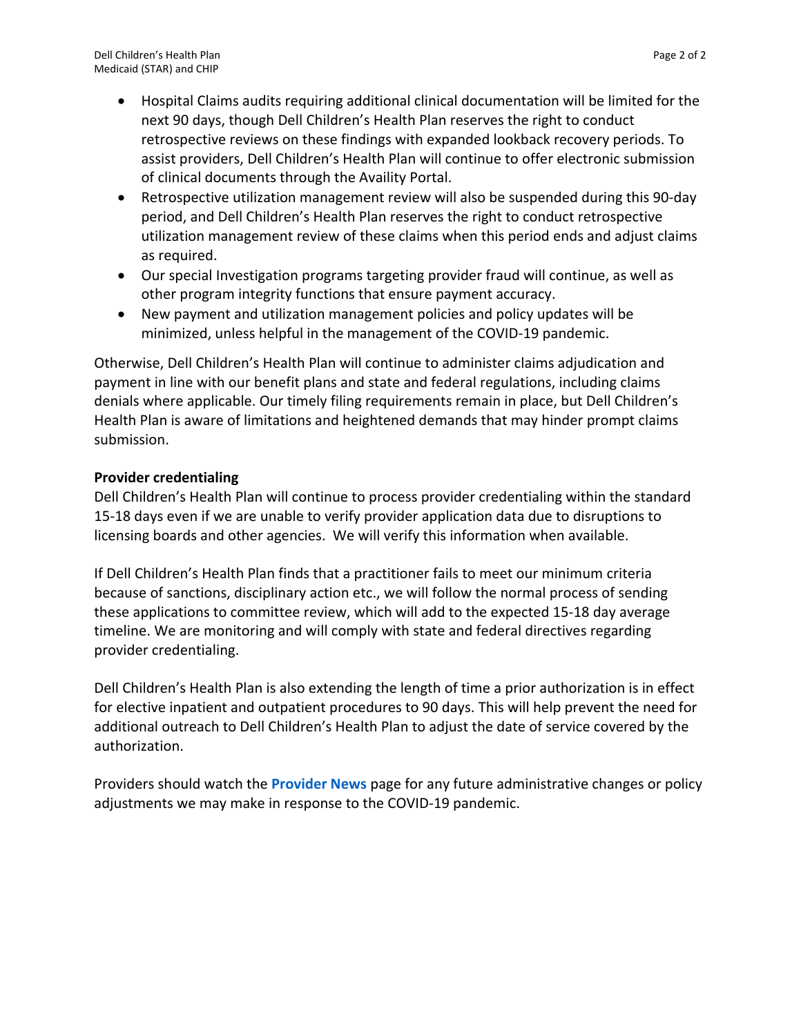- Hospital Claims audits requiring additional clinical documentation will be limited for the next 90 days, though Dell Children's Health Plan reserves the right to conduct retrospective reviews on these findings with expanded lookback recovery periods. To assist providers, Dell Children's Health Plan will continue to offer electronic submission of clinical documents through the Availity Portal.
- Retrospective utilization management review will also be suspended during this 90-day period, and Dell Children's Health Plan reserves the right to conduct retrospective utilization management review of these claims when this period ends and adjust claims as required.
- Our special Investigation programs targeting provider fraud will continue, as well as other program integrity functions that ensure payment accuracy.
- New payment and utilization management policies and policy updates will be minimized, unless helpful in the management of the COVID-19 pandemic.

Otherwise, Dell Children's Health Plan will continue to administer claims adjudication and payment in line with our benefit plans and state and federal regulations, including claims denials where applicable. Our timely filing requirements remain in place, but Dell Children's Health Plan is aware of limitations and heightened demands that may hinder prompt claims submission.

**Provider credentialing**

Dell Children's Health Plan will continue to process provider credentialing within the standard 15-18 days even if we are unable to verify provider application data due to disruptions to licensing boards and other agencies. We will verify this information when available.

If Dell Children's Health Plan finds that a practitioner fails to meet our minimum criteria because of sanctions, disciplinary action etc., we will follow the normal process of sending these applications to committee review, which will add to the expected 15-18 day average timeline. We are monitoring and will comply with state and federal directives regarding provider credentialing.

Dell Children's Health Plan is also extending the length of time a prior authorization is in effect for elective inpatient and outpatient procedures to 90 days. This will help prevent the need for additional outreach to Dell Children's Health Plan to adjust the date of service covered by the authorization.

Providers should watch the **Provider News** page for any future administrative changes or policy adjustments we may make in response to the COVID-19 pandemic.